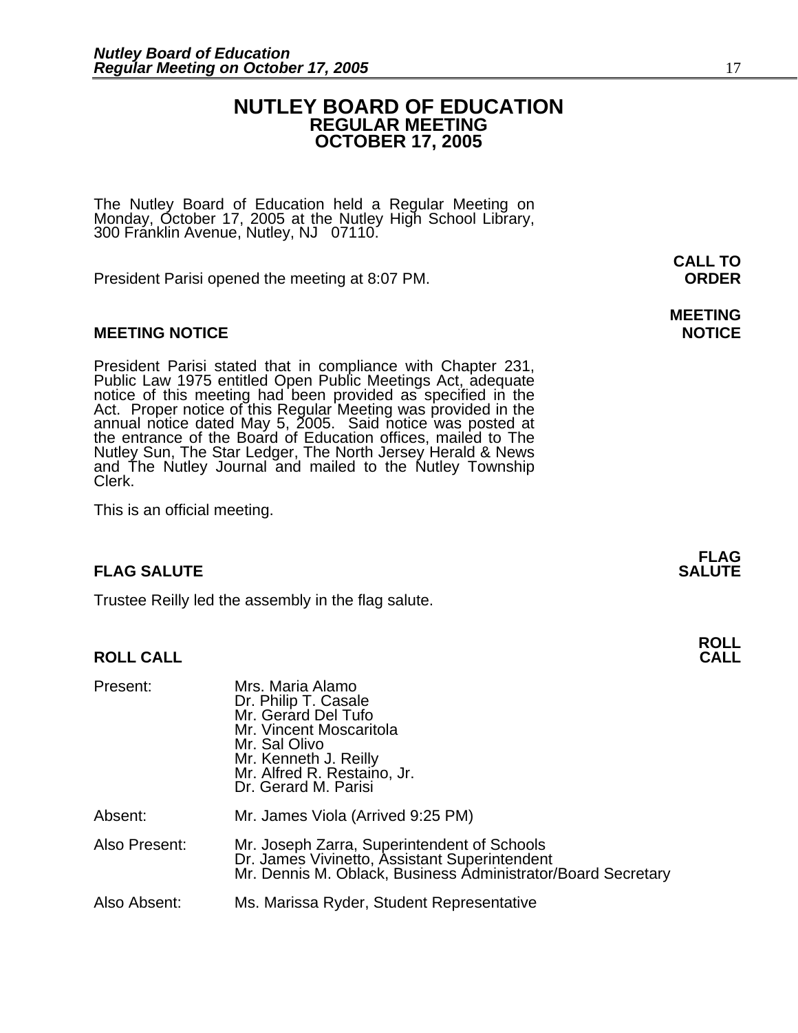# NUTLEY BOARD OF EDUCATION
## REGULAR MEETING
## OCTOBER 17, 2005

The Nutley Board of Education held a Regular Meeting on Monday, October 17, 2005 at the Nutley High School Library, 300 Franklin Avenue, Nutley, NJ 07110.

**CALL TO ORDER**

President Parisi opened the meeting at 8:07 PM.

**MEETING NOTICE**

President Parisi stated that in compliance with Chapter 231, Public Law 1975 entitled Open Public Meetings Act, adequate notice of this meeting had been provided as specified in the Act. Proper notice of this Regular Meeting was provided in the annual notice dated May 5, 2005. Said notice was posted at the entrance of the Board of Education offices, mailed to The Nutley Sun, The Star Ledger, The North Jersey Herald & News and The Nutley Journal and mailed to the Nutley Township Clerk.

This is an official meeting.

**FLAG SALUTE**

Trustee Reilly led the assembly in the flag salute.

**ROLL CALL**

Present: Mrs. Maria Alamo
Dr. Philip T. Casale
Mr. Gerard Del Tufo
Mr. Vincent Moscaritola
Mr. Sal Olivo
Mr. Kenneth J. Reilly
Mr. Alfred R. Restaino, Jr.
Dr. Gerard M. Parisi

Absent: Mr. James Viola (Arrived 9:25 PM)

Also Present: Mr. Joseph Zarra, Superintendent of Schools
Dr. James Vivinetto, Assistant Superintendent
Mr. Dennis M. Oblack, Business Administrator/Board Secretary

Also Absent: Ms. Marissa Ryder, Student Representative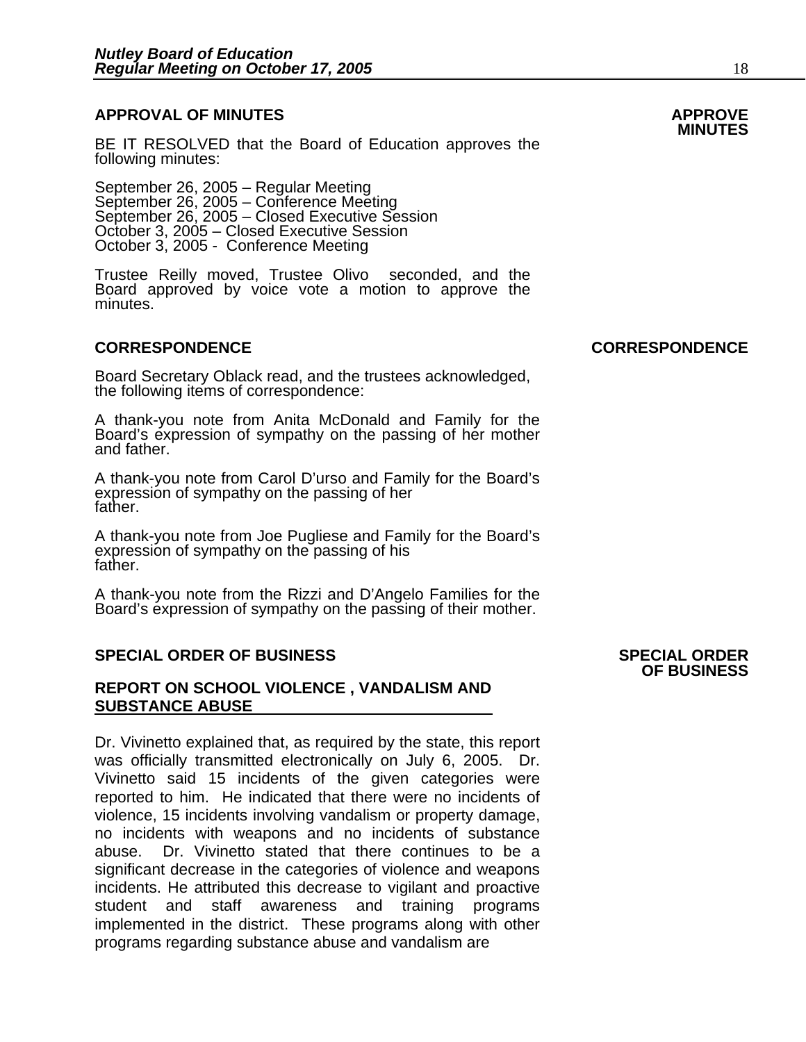## APPROVAL OF MINUTES

**APPROVE MINUTES**

BE IT RESOLVED that the Board of Education approves the following minutes:

September 26, 2005 – Regular Meeting
September 26, 2005 – Conference Meeting
September 26, 2005 – Closed Executive Session
October 3, 2005 – Closed Executive Session
October 3, 2005 - Conference Meeting

Trustee Reilly moved, Trustee Olivo seconded, and the Board approved by voice vote a motion to approve the minutes.

## CORRESPONDENCE

**CORRESPONDENCE**

Board Secretary Oblack read, and the trustees acknowledged, the following items of correspondence:

A thank-you note from Anita McDonald and Family for the Board's expression of sympathy on the passing of her mother and father.

A thank-you note from Carol D'urso and Family for the Board's expression of sympathy on the passing of her father.

A thank-you note from Joe Pugliese and Family for the Board's expression of sympathy on the passing of his father.

A thank-you note from the Rizzi and D'Angelo Families for the Board's expression of sympathy on the passing of their mother.

## SPECIAL ORDER OF BUSINESS

**SPECIAL ORDER OF BUSINESS**

### REPORT ON SCHOOL VIOLENCE , VANDALISM AND SUBSTANCE ABUSE

Dr. Vivinetto explained that, as required by the state, this report was officially transmitted electronically on July 6, 2005. Dr. Vivinetto said 15 incidents of the given categories were reported to him. He indicated that there were no incidents of violence, 15 incidents involving vandalism or property damage, no incidents with weapons and no incidents of substance abuse. Dr. Vivinetto stated that there continues to be a significant decrease in the categories of violence and weapons incidents. He attributed this decrease to vigilant and proactive student and staff awareness and training programs implemented in the district. These programs along with other programs regarding substance abuse and vandalism are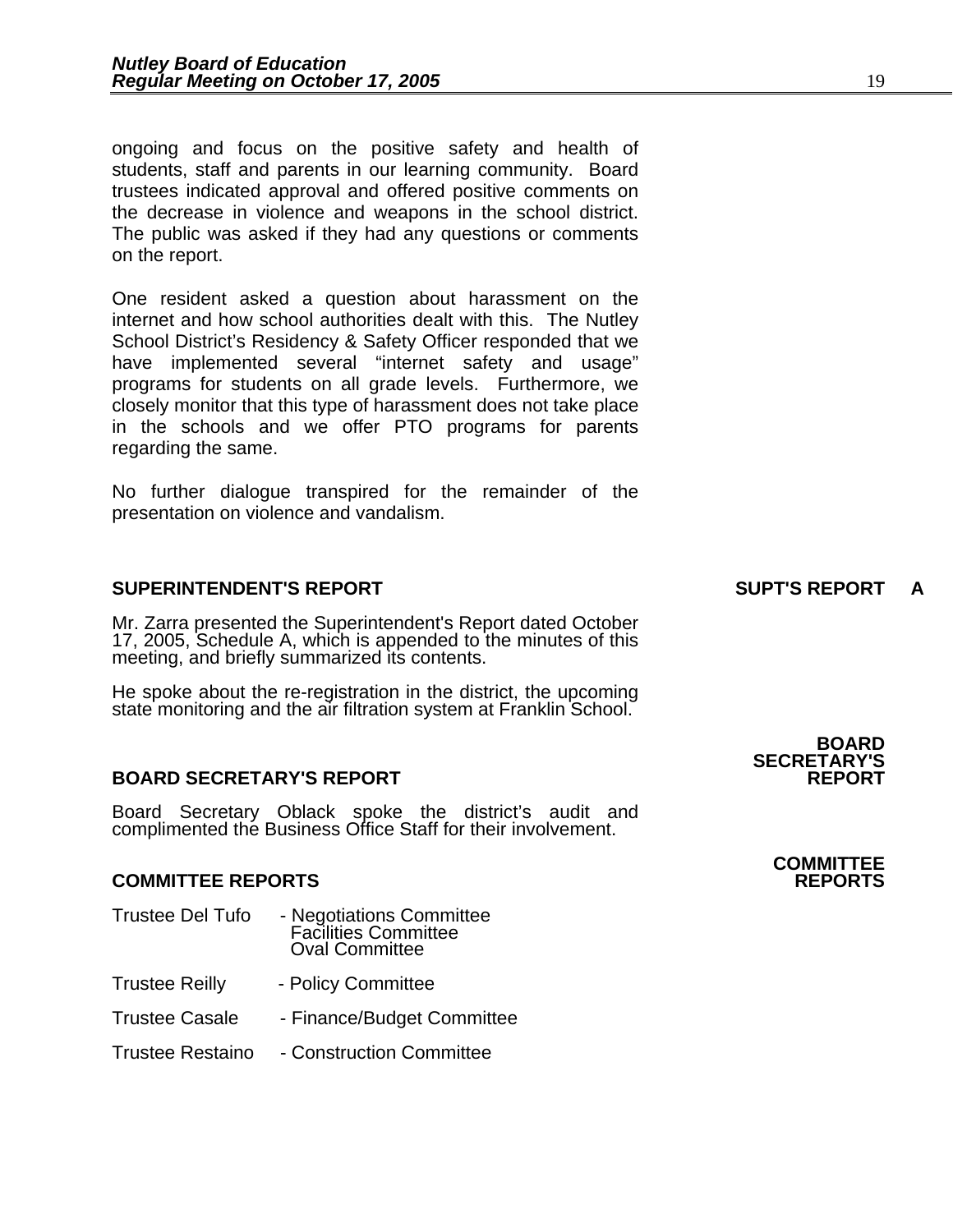ongoing and focus on the positive safety and health of students, staff and parents in our learning community. Board trustees indicated approval and offered positive comments on the decrease in violence and weapons in the school district. The public was asked if they had any questions or comments on the report.

One resident asked a question about harassment on the internet and how school authorities dealt with this. The Nutley School District's Residency & Safety Officer responded that we have implemented several "internet safety and usage" programs for students on all grade levels. Furthermore, we closely monitor that this type of harassment does not take place in the schools and we offer PTO programs for parents regarding the same.

No further dialogue transpired for the remainder of the presentation on violence and vandalism.

**SUPERINTENDENT'S REPORT** — **SUPT'S REPORT A**

Mr. Zarra presented the Superintendent's Report dated October 17, 2005, Schedule A, which is appended to the minutes of this meeting, and briefly summarized its contents.

He spoke about the re-registration in the district, the upcoming state monitoring and the air filtration system at Franklin School.

**BOARD SECRETARY'S REPORT** — **BOARD SECRETARY'S REPORT**

Board Secretary Oblack spoke the district's audit and complimented the Business Office Staff for their involvement.

**COMMITTEE REPORTS** — **COMMITTEE REPORTS**

Trustee Del Tufo - Negotiations Committee
Facilities Committee
Oval Committee

Trustee Reilly - Policy Committee

Trustee Casale - Finance/Budget Committee

Trustee Restaino - Construction Committee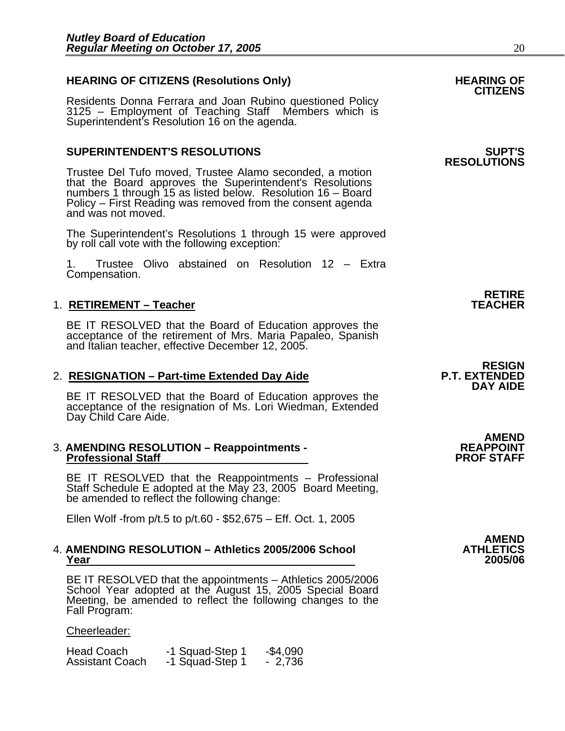**HEARING OF CITIZENS (Resolutions Only)** **HEARING OF CITIZENS**

Residents Donna Ferrara and Joan Rubino questioned Policy 3125 – Employment of Teaching Staff Members which is Superintendent's Resolution 16 on the agenda.

**SUPERINTENDENT'S RESOLUTIONS** **SUPT'S RESOLUTIONS**

Trustee Del Tufo moved, Trustee Alamo seconded, a motion that the Board approves the Superintendent's Resolutions numbers 1 through 15 as listed below. Resolution 16 – Board Policy – First Reading was removed from the consent agenda and was not moved.

The Superintendent's Resolutions 1 through 15 were approved by roll call vote with the following exception:

1. Trustee Olivo abstained on Resolution 12 – Extra Compensation.

**RETIRE TEACHER**

1. **RETIREMENT – Teacher**

BE IT RESOLVED that the Board of Education approves the acceptance of the retirement of Mrs. Maria Papaleo, Spanish and Italian teacher, effective December 12, 2005.

**RESIGN P.T. EXTENDED DAY AIDE**

2. **RESIGNATION – Part-time Extended Day Aide**

BE IT RESOLVED that the Board of Education approves the acceptance of the resignation of Ms. Lori Wiedman, Extended Day Child Care Aide.

**AMEND REAPPOINT PROF STAFF**

3. **AMENDING RESOLUTION – Reappointments - Professional Staff**

BE IT RESOLVED that the Reappointments – Professional Staff Schedule E adopted at the May 23, 2005 Board Meeting, be amended to reflect the following change:

Ellen Wolf -from p/t.5 to p/t.60 - $52,675 – Eff. Oct. 1, 2005

**AMEND ATHLETICS 2005/06**

4. **AMENDING RESOLUTION – Athletics 2005/2006 School Year**

BE IT RESOLVED that the appointments – Athletics 2005/2006 School Year adopted at the August 15, 2005 Special Board Meeting, be amended to reflect the following changes to the Fall Program:

Cheerleader:

| | | |
|---|---|---|
| Head Coach | -1 Squad-Step 1 | -$4,090 |
| Assistant Coach | -1 Squad-Step 1 | - 2,736 |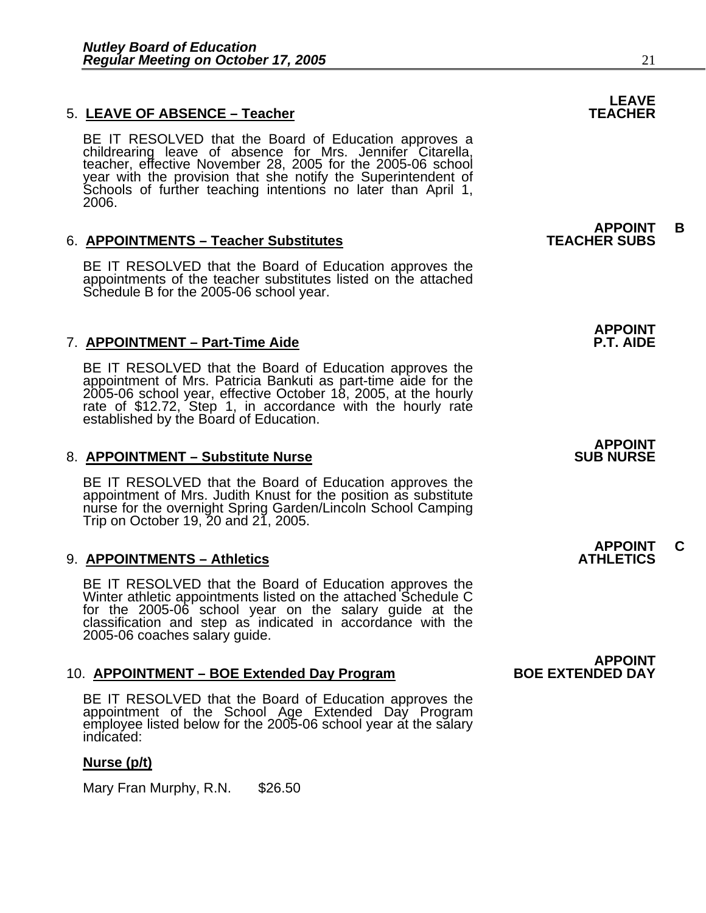**LEAVE TEACHER**

5. **LEAVE OF ABSENCE – Teacher**

   BE IT RESOLVED that the Board of Education approves a childrearing leave of absence for Mrs. Jennifer Citarella, teacher, effective November 28, 2005 for the 2005-06 school year with the provision that she notify the Superintendent of Schools of further teaching intentions no later than April 1, 2006.

**APPOINT TEACHER SUBS B**

6. **APPOINTMENTS – Teacher Substitutes**

   BE IT RESOLVED that the Board of Education approves the appointments of the teacher substitutes listed on the attached Schedule B for the 2005-06 school year.

**APPOINT P.T. AIDE**

7. **APPOINTMENT – Part-Time Aide**

   BE IT RESOLVED that the Board of Education approves the appointment of Mrs. Patricia Bankuti as part-time aide for the 2005-06 school year, effective October 18, 2005, at the hourly rate of $12.72, Step 1, in accordance with the hourly rate established by the Board of Education.

**APPOINT SUB NURSE**

8. **APPOINTMENT – Substitute Nurse**

   BE IT RESOLVED that the Board of Education approves the appointment of Mrs. Judith Knust for the position as substitute nurse for the overnight Spring Garden/Lincoln School Camping Trip on October 19, 20 and 21, 2005.

**APPOINT ATHLETICS C**

9. **APPOINTMENTS – Athletics**

   BE IT RESOLVED that the Board of Education approves the Winter athletic appointments listed on the attached Schedule C for the 2005-06 school year on the salary guide at the classification and step as indicated in accordance with the 2005-06 coaches salary guide.

**APPOINT BOE EXTENDED DAY**

10. **APPOINTMENT – BOE Extended Day Program**

    BE IT RESOLVED that the Board of Education approves the appointment of the School Age Extended Day Program employee listed below for the 2005-06 school year at the salary indicated:

    **Nurse (p/t)**

    Mary Fran Murphy, R.N. $26.50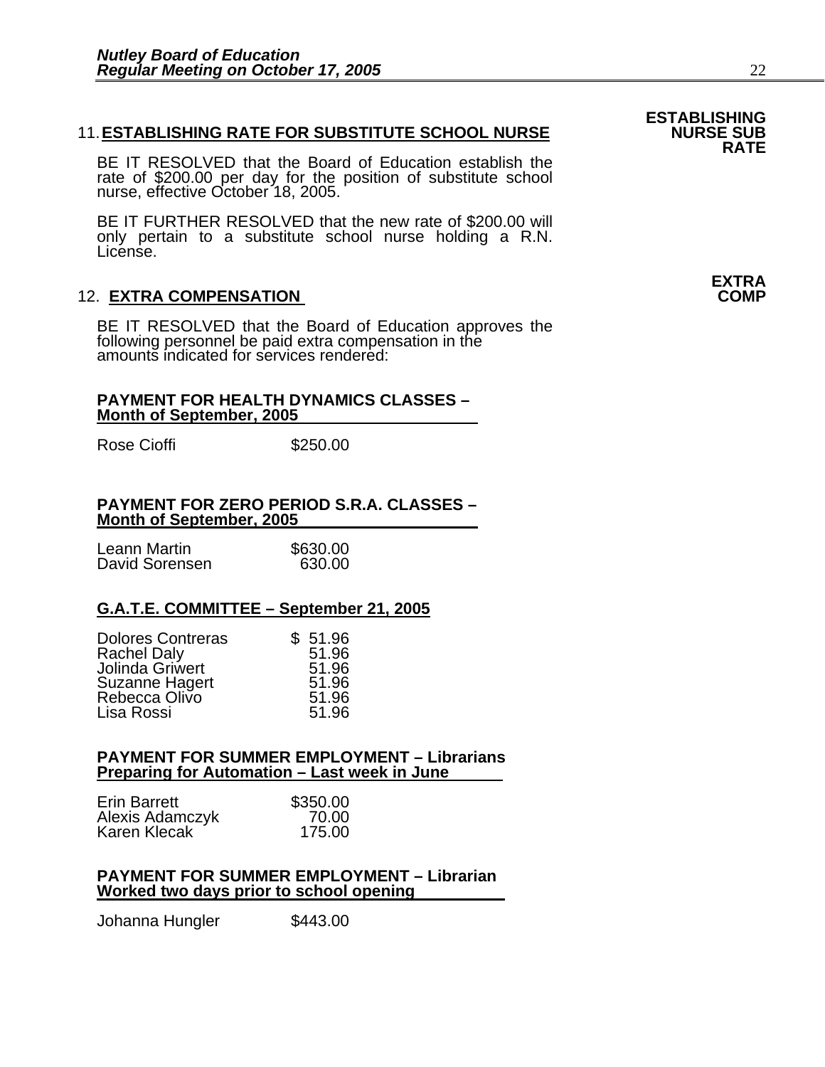**ESTABLISHING NURSE SUB RATE**

## 11. ESTABLISHING RATE FOR SUBSTITUTE SCHOOL NURSE

BE IT RESOLVED that the Board of Education establish the rate of $200.00 per day for the position of substitute school nurse, effective October 18, 2005.

BE IT FURTHER RESOLVED that the new rate of $200.00 will only pertain to a substitute school nurse holding a R.N. License.

**EXTRA COMP**

## 12. EXTRA COMPENSATION

BE IT RESOLVED that the Board of Education approves the following personnel be paid extra compensation in the amounts indicated for services rendered:

**PAYMENT FOR HEALTH DYNAMICS CLASSES – Month of September, 2005**

| | |
|---|---|
| Rose Cioffi | $250.00 |

**PAYMENT FOR ZERO PERIOD S.R.A. CLASSES – Month of September, 2005**

| | |
|---|---|
| Leann Martin | $630.00 |
| David Sorensen | 630.00 |

**G.A.T.E. COMMITTEE – September 21, 2005**

| | |
|---|---|
| Dolores Contreras | $ 51.96 |
| Rachel Daly | 51.96 |
| Jolinda Griwert | 51.96 |
| Suzanne Hagert | 51.96 |
| Rebecca Olivo | 51.96 |
| Lisa Rossi | 51.96 |

**PAYMENT FOR SUMMER EMPLOYMENT – Librarians Preparing for Automation – Last week in June**

| | |
|---|---|
| Erin Barrett | $350.00 |
| Alexis Adamczyk | 70.00 |
| Karen Klecak | 175.00 |

**PAYMENT FOR SUMMER EMPLOYMENT – Librarian Worked two days prior to school opening**

| | |
|---|---|
| Johanna Hungler | $443.00 |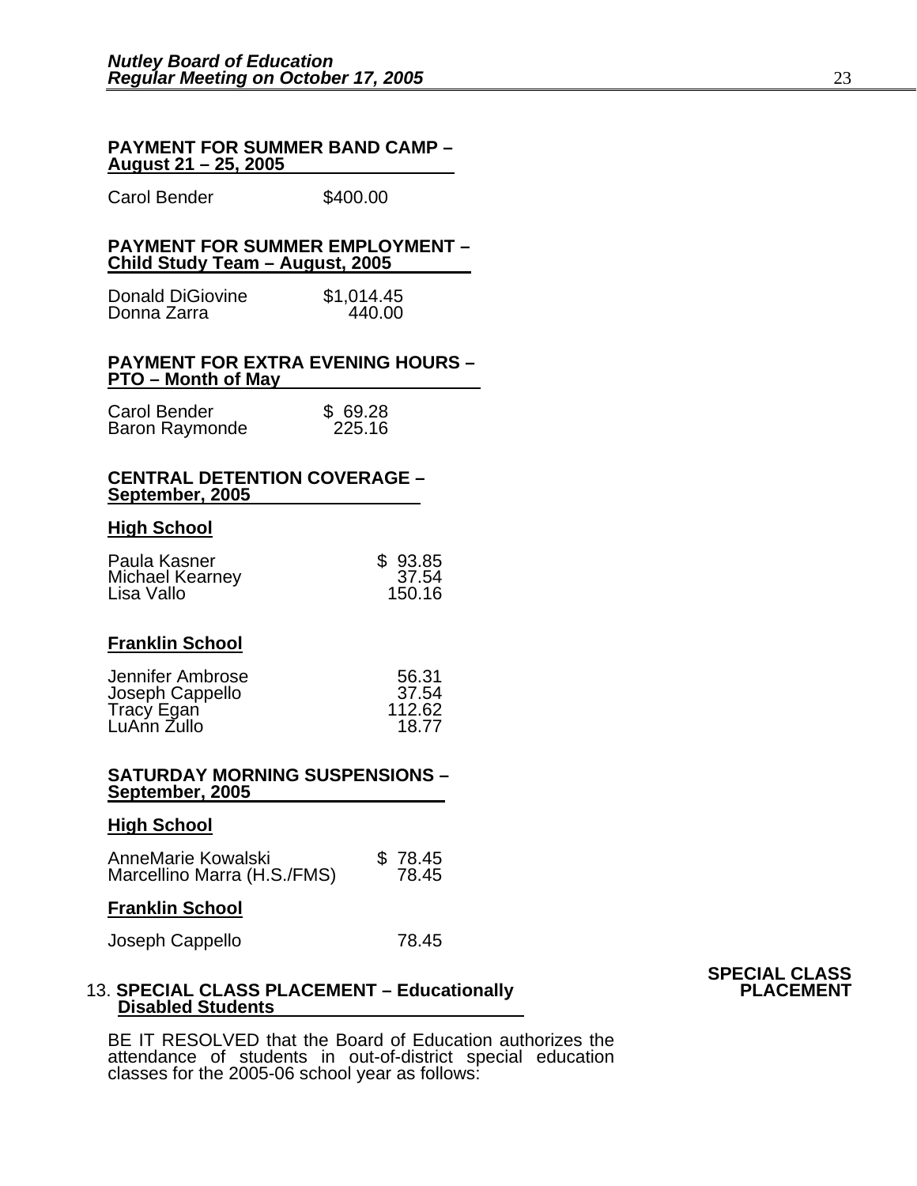**PAYMENT FOR SUMMER BAND CAMP – August 21 – 25, 2005**

| | |
|---|---|
| Carol Bender | $400.00 |

**PAYMENT FOR SUMMER EMPLOYMENT – Child Study Team – August, 2005**

| | |
|---|---|
| Donald DiGiovine | $1,014.45 |
| Donna Zarra | 440.00 |

**PAYMENT FOR EXTRA EVENING HOURS – PTO – Month of May**

| | |
|---|---|
| Carol Bender | $ 69.28 |
| Baron Raymonde | 225.16 |

**CENTRAL DETENTION COVERAGE – September, 2005**

**High School**

| | |
|---|---|
| Paula Kasner | $ 93.85 |
| Michael Kearney | 37.54 |
| Lisa Vallo | 150.16 |

**Franklin School**

| | |
|---|---|
| Jennifer Ambrose | 56.31 |
| Joseph Cappello | 37.54 |
| Tracy Egan | 112.62 |
| LuAnn Zullo | 18.77 |

**SATURDAY MORNING SUSPENSIONS – September, 2005**

**High School**

| | |
|---|---|
| AnneMarie Kowalski | $ 78.45 |
| Marcellino Marra (H.S./FMS) | 78.45 |

**Franklin School**

| | |
|---|---|
| Joseph Cappello | 78.45 |

**SPECIAL CLASS PLACEMENT**

13. **SPECIAL CLASS PLACEMENT – Educationally Disabled Students**

BE IT RESOLVED that the Board of Education authorizes the attendance of students in out-of-district special education classes for the 2005-06 school year as follows: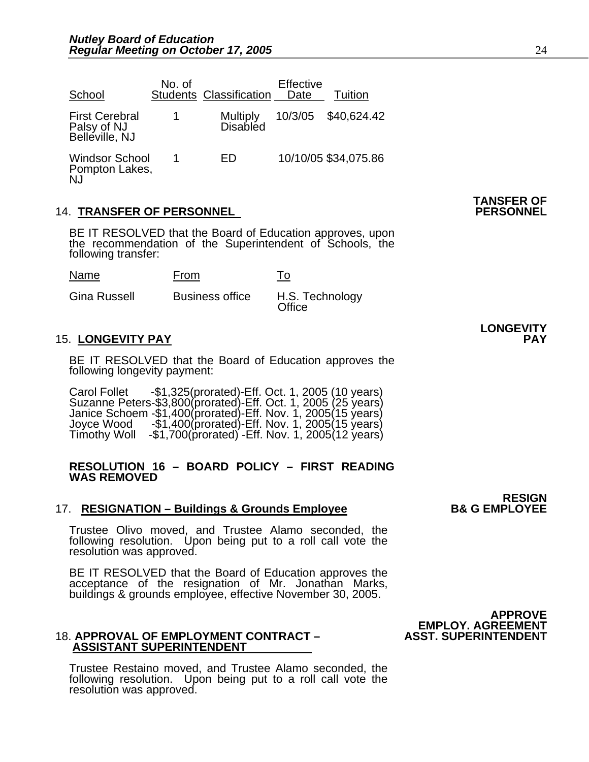| School | No. of Students | Classification | Effective Date | Tuition |
|---|---|---|---|---|
| First Cerebral Palsy of NJ Belleville, NJ | 1 | Multiply Disabled | 10/3/05 | $40,624.42 |
| Windsor School Pompton Lakes, NJ | 1 | ED | 10/10/05 | $34,075.86 |

**TANSFER OF PERSONNEL**

14. **TRANSFER OF PERSONNEL**

BE IT RESOLVED that the Board of Education approves, upon the recommendation of the Superintendent of Schools, the following transfer:

| Name | From | To |
|---|---|---|
| Gina Russell | Business office | H.S. Technology Office |

**LONGEVITY PAY**

15. **LONGEVITY PAY**

BE IT RESOLVED that the Board of Education approves the following longevity payment:

Carol Follet -$1,325(prorated)-Eff. Oct. 1, 2005 (10 years)
Suzanne Peters-$3,800(prorated)-Eff. Oct. 1, 2005 (25 years)
Janice Schoem -$1,400(prorated)-Eff. Nov. 1, 2005(15 years)
Joyce Wood -$1,400(prorated)-Eff. Nov. 1, 2005(15 years)
Timothy Woll -$1,700(prorated) -Eff. Nov. 1, 2005(12 years)

**RESOLUTION 16 – BOARD POLICY – FIRST READING WAS REMOVED**

**RESIGN B& G EMPLOYEE**

17. **RESIGNATION – Buildings & Grounds Employee**

Trustee Olivo moved, and Trustee Alamo seconded, the following resolution. Upon being put to a roll call vote the resolution was approved.

BE IT RESOLVED that the Board of Education approves the acceptance of the resignation of Mr. Jonathan Marks, buildings & grounds employee, effective November 30, 2005.

**APPROVE EMPLOY. AGREEMENT ASST. SUPERINTENDENT**

18. **APPROVAL OF EMPLOYMENT CONTRACT – ASSISTANT SUPERINTENDENT**

Trustee Restaino moved, and Trustee Alamo seconded, the following resolution. Upon being put to a roll call vote the resolution was approved.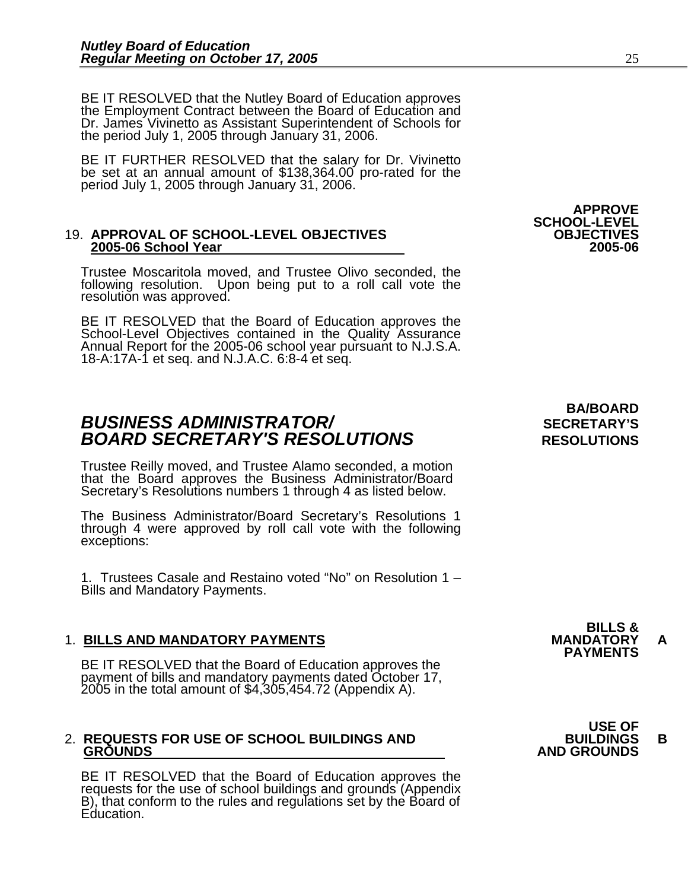BE IT RESOLVED that the Nutley Board of Education approves the Employment Contract between the Board of Education and Dr. James Vivinetto as Assistant Superintendent of Schools for the period July 1, 2005 through January 31, 2006.

BE IT FURTHER RESOLVED that the salary for Dr. Vivinetto be set at an annual amount of $138,364.00 pro-rated for the period July 1, 2005 through January 31, 2006.

**APPROVE SCHOOL-LEVEL OBJECTIVES 2005-06**

19. **APPROVAL OF SCHOOL-LEVEL OBJECTIVES <u>2005-06 School Year</u>**

Trustee Moscaritola moved, and Trustee Olivo seconded, the following resolution. Upon being put to a roll call vote the resolution was approved.

BE IT RESOLVED that the Board of Education approves the School-Level Objectives contained in the Quality Assurance Annual Report for the 2005-06 school year pursuant to N.J.S.A. 18-A:17A-1 et seq. and N.J.A.C. 6:8-4 et seq.

**BA/BOARD SECRETARY'S RESOLUTIONS**

## *BUSINESS ADMINISTRATOR/ BOARD SECRETARY'S RESOLUTIONS*

Trustee Reilly moved, and Trustee Alamo seconded, a motion that the Board approves the Business Administrator/Board Secretary's Resolutions numbers 1 through 4 as listed below.

The Business Administrator/Board Secretary's Resolutions 1 through 4 were approved by roll call vote with the following exceptions:

1. Trustees Casale and Restaino voted "No" on Resolution 1 – Bills and Mandatory Payments.

**BILLS & MANDATORY PAYMENTS** **A**

1. **<u>BILLS AND MANDATORY PAYMENTS</u>**

BE IT RESOLVED that the Board of Education approves the payment of bills and mandatory payments dated October 17, 2005 in the total amount of $4,305,454.72 (Appendix A).

**USE OF BUILDINGS AND GROUNDS** **B**

2. **<u>REQUESTS FOR USE OF SCHOOL BUILDINGS AND GROUNDS</u>**

BE IT RESOLVED that the Board of Education approves the requests for the use of school buildings and grounds (Appendix B), that conform to the rules and regulations set by the Board of Education.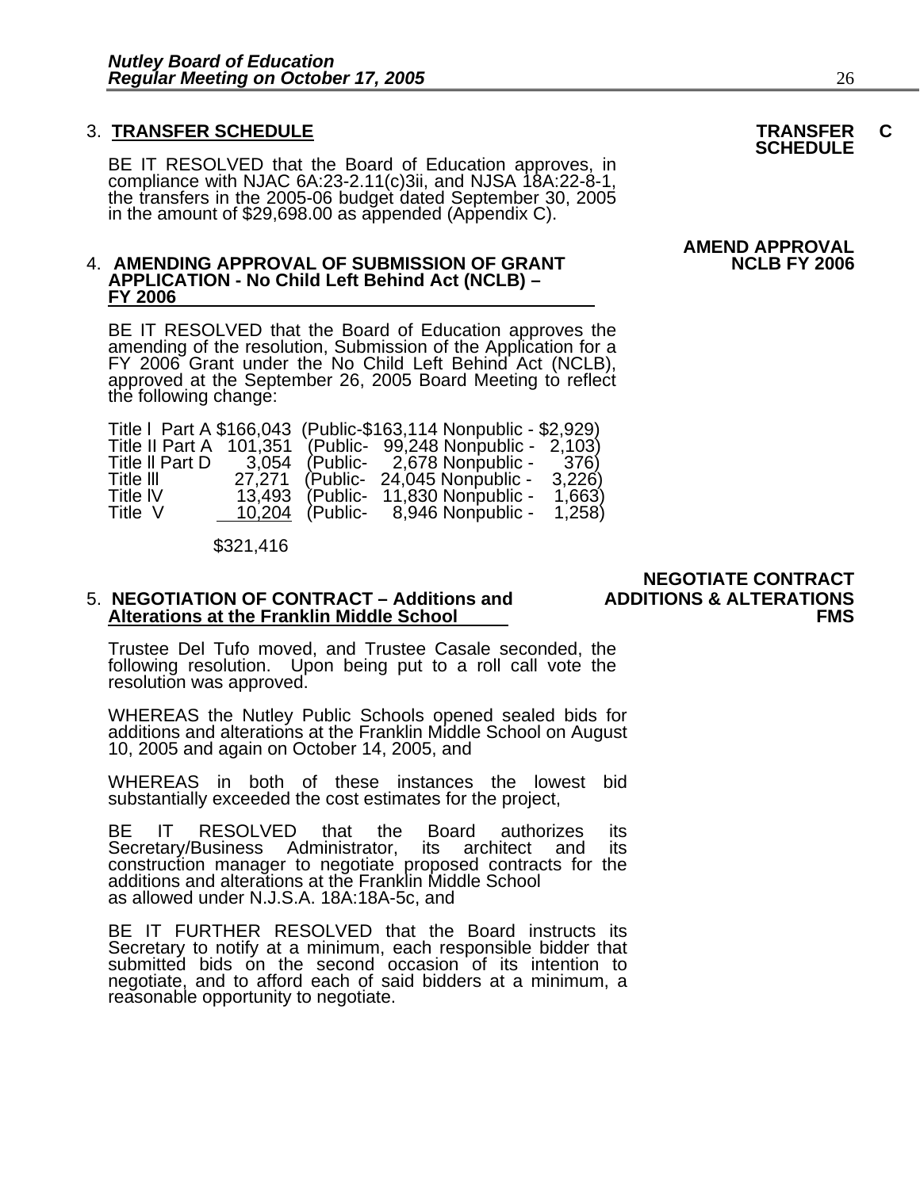3. **TRANSFER SCHEDULE**

**TRANSFER SCHEDULE C**

BE IT RESOLVED that the Board of Education approves, in compliance with NJAC 6A:23-2.11(c)3ii, and NJSA 18A:22-8-1, the transfers in the 2005-06 budget dated September 30, 2005 in the amount of $29,698.00 as appended (Appendix C).

**AMEND APPROVAL NCLB FY 2006**

4. **AMENDING APPROVAL OF SUBMISSION OF GRANT APPLICATION - No Child Left Behind Act (NCLB) – FY 2006**

BE IT RESOLVED that the Board of Education approves the amending of the resolution, Submission of the Application for a FY 2006 Grant under the No Child Left Behind Act (NCLB), approved at the September 26, 2005 Board Meeting to reflect the following change:

| | | | |
|---|---|---|---|
| Title I Part A | $166,043 | (Public-$163,114 | Nonpublic - $2,929) |
| Title II Part A | 101,351 | (Public- 99,248 | Nonpublic - 2,103) |
| Title II Part D | 3,054 | (Public- 2,678 | Nonpublic - 376) |
| Title III | 27,271 | (Public- 24,045 | Nonpublic - 3,226) |
| Title IV | 13,493 | (Public- 11,830 | Nonpublic - 1,663) |
| Title V | 10,204 | (Public- 8,946 | Nonpublic - 1,258) |
| | $321,416 | | |

**NEGOTIATE CONTRACT ADDITIONS & ALTERATIONS FMS**

5. **NEGOTIATION OF CONTRACT – Additions and Alterations at the Franklin Middle School**

Trustee Del Tufo moved, and Trustee Casale seconded, the following resolution. Upon being put to a roll call vote the resolution was approved.

WHEREAS the Nutley Public Schools opened sealed bids for additions and alterations at the Franklin Middle School on August 10, 2005 and again on October 14, 2005, and

WHEREAS in both of these instances the lowest bid substantially exceeded the cost estimates for the project,

BE IT RESOLVED that the Board authorizes its Secretary/Business Administrator, its architect and its construction manager to negotiate proposed contracts for the additions and alterations at the Franklin Middle School as allowed under N.J.S.A. 18A:18A-5c, and

BE IT FURTHER RESOLVED that the Board instructs its Secretary to notify at a minimum, each responsible bidder that submitted bids on the second occasion of its intention to negotiate, and to afford each of said bidders at a minimum, a reasonable opportunity to negotiate.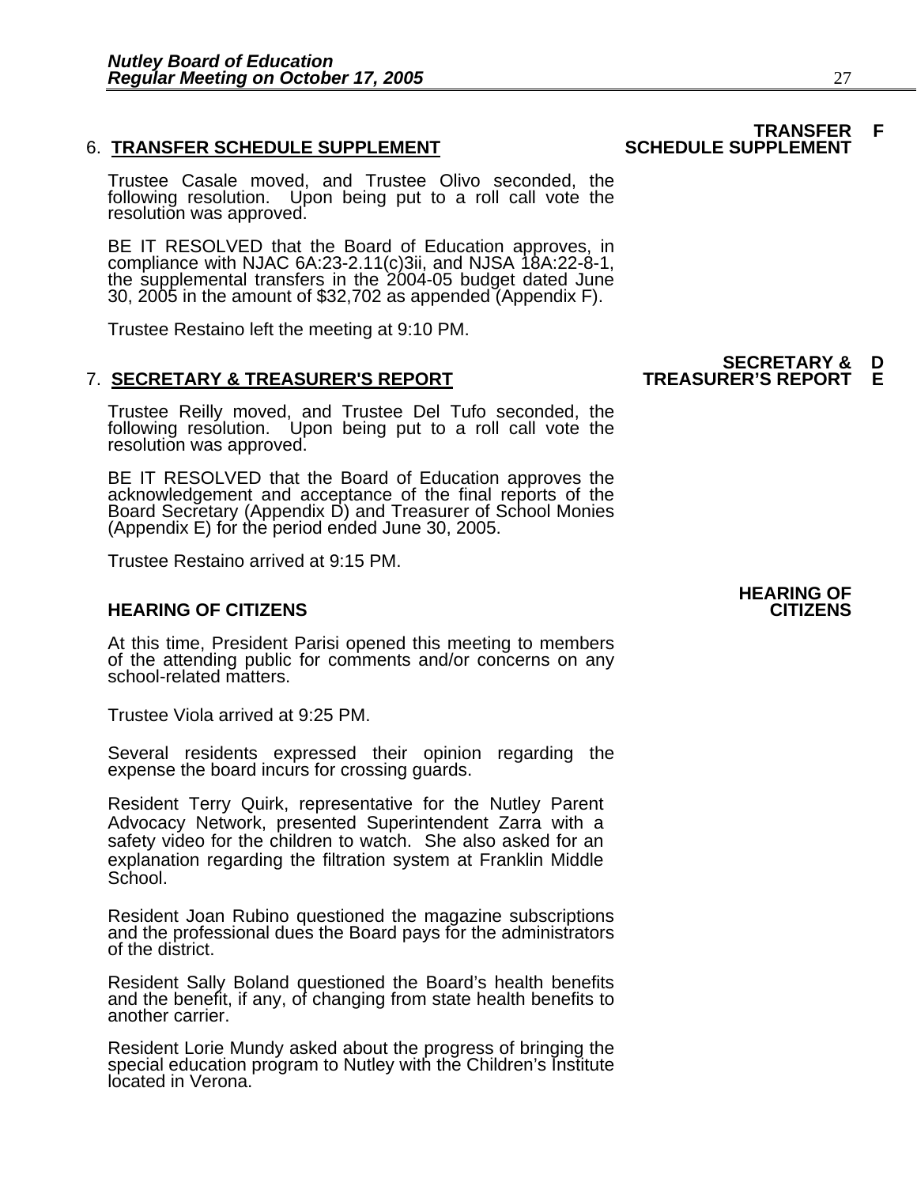### 6. TRANSFER SCHEDULE SUPPLEMENT

**TRANSFER SCHEDULE SUPPLEMENT F**

Trustee Casale moved, and Trustee Olivo seconded, the following resolution. Upon being put to a roll call vote the resolution was approved.

BE IT RESOLVED that the Board of Education approves, in compliance with NJAC 6A:23-2.11(c)3ii, and NJSA 18A:22-8-1, the supplemental transfers in the 2004-05 budget dated June 30, 2005 in the amount of $32,702 as appended (Appendix F).

Trustee Restaino left the meeting at 9:10 PM.

### 7. SECRETARY & TREASURER'S REPORT

**SECRETARY & TREASURER'S REPORT D E**

Trustee Reilly moved, and Trustee Del Tufo seconded, the following resolution. Upon being put to a roll call vote the resolution was approved.

BE IT RESOLVED that the Board of Education approves the acknowledgement and acceptance of the final reports of the Board Secretary (Appendix D) and Treasurer of School Monies (Appendix E) for the period ended June 30, 2005.

Trustee Restaino arrived at 9:15 PM.

### HEARING OF CITIZENS

**HEARING OF CITIZENS**

At this time, President Parisi opened this meeting to members of the attending public for comments and/or concerns on any school-related matters.

Trustee Viola arrived at 9:25 PM.

Several residents expressed their opinion regarding the expense the board incurs for crossing guards.

Resident Terry Quirk, representative for the Nutley Parent Advocacy Network, presented Superintendent Zarra with a safety video for the children to watch. She also asked for an explanation regarding the filtration system at Franklin Middle School.

Resident Joan Rubino questioned the magazine subscriptions and the professional dues the Board pays for the administrators of the district.

Resident Sally Boland questioned the Board's health benefits and the benefit, if any, of changing from state health benefits to another carrier.

Resident Lorie Mundy asked about the progress of bringing the special education program to Nutley with the Children's Institute located in Verona.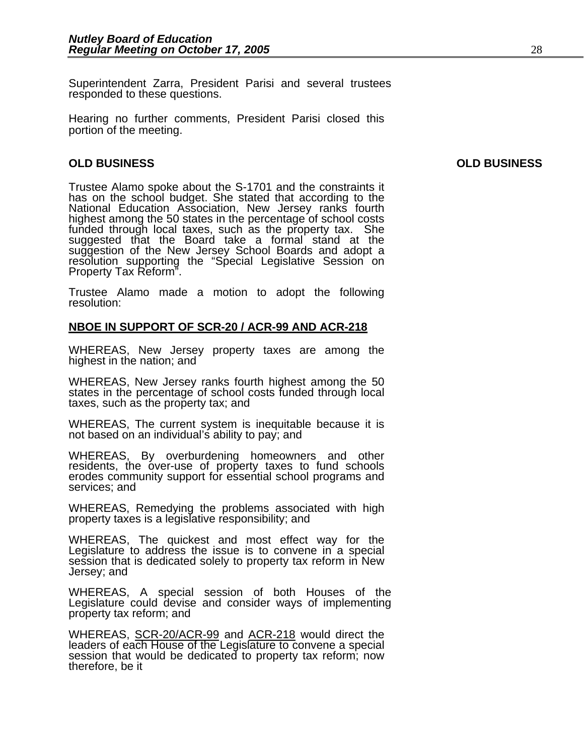Superintendent Zarra, President Parisi and several trustees responded to these questions.

Hearing no further comments, President Parisi closed this portion of the meeting.

**OLD BUSINESS** **OLD BUSINESS**

Trustee Alamo spoke about the S-1701 and the constraints it has on the school budget. She stated that according to the National Education Association, New Jersey ranks fourth highest among the 50 states in the percentage of school costs funded through local taxes, such as the property tax. She suggested that the Board take a formal stand at the suggestion of the New Jersey School Boards and adopt a resolution supporting the "Special Legislative Session on Property Tax Reform".

Trustee Alamo made a motion to adopt the following resolution:

**NBOE IN SUPPORT OF SCR-20 / ACR-99 AND ACR-218**

WHEREAS, New Jersey property taxes are among the highest in the nation; and

WHEREAS, New Jersey ranks fourth highest among the 50 states in the percentage of school costs funded through local taxes, such as the property tax; and

WHEREAS, The current system is inequitable because it is not based on an individual's ability to pay; and

WHEREAS, By overburdening homeowners and other residents, the over-use of property taxes to fund schools erodes community support for essential school programs and services; and

WHEREAS, Remedying the problems associated with high property taxes is a legislative responsibility; and

WHEREAS, The quickest and most effect way for the Legislature to address the issue is to convene in a special session that is dedicated solely to property tax reform in New Jersey; and

WHEREAS, A special session of both Houses of the Legislature could devise and consider ways of implementing property tax reform; and

WHEREAS, SCR-20/ACR-99 and ACR-218 would direct the leaders of each House of the Legislature to convene a special session that would be dedicated to property tax reform; now therefore, be it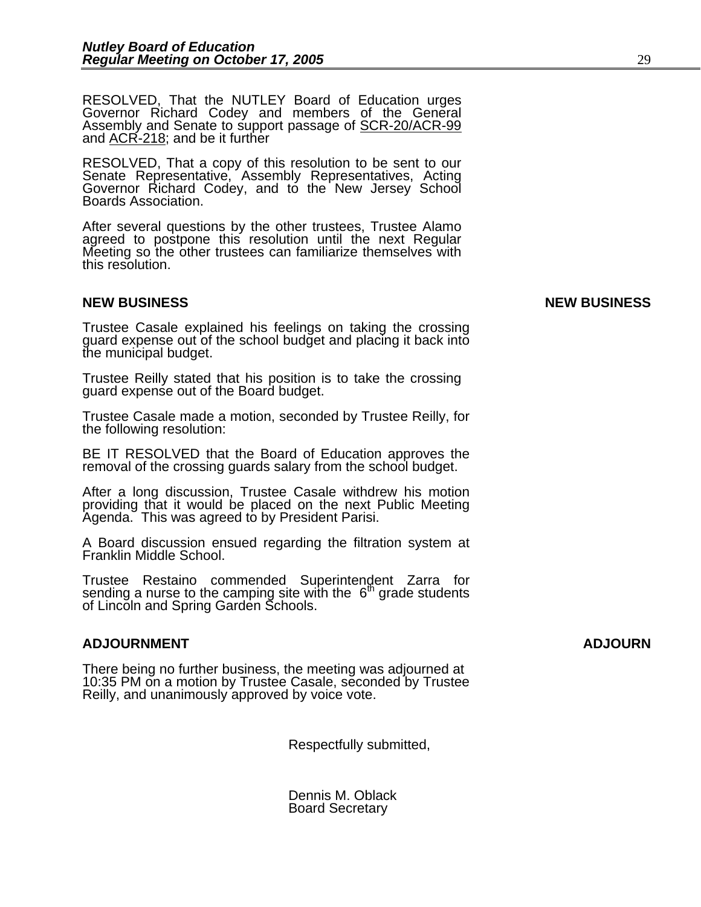RESOLVED, That the NUTLEY Board of Education urges Governor Richard Codey and members of the General Assembly and Senate to support passage of SCR-20/ACR-99 and ACR-218; and be it further

RESOLVED, That a copy of this resolution to be sent to our Senate Representative, Assembly Representatives, Acting Governor Richard Codey, and to the New Jersey School Boards Association.

After several questions by the other trustees, Trustee Alamo agreed to postpone this resolution until the next Regular Meeting so the other trustees can familiarize themselves with this resolution.

## NEW BUSINESS

**NEW BUSINESS**

Trustee Casale explained his feelings on taking the crossing guard expense out of the school budget and placing it back into the municipal budget.

Trustee Reilly stated that his position is to take the crossing guard expense out of the Board budget.

Trustee Casale made a motion, seconded by Trustee Reilly, for the following resolution:

BE IT RESOLVED that the Board of Education approves the removal of the crossing guards salary from the school budget.

After a long discussion, Trustee Casale withdrew his motion providing that it would be placed on the next Public Meeting Agenda. This was agreed to by President Parisi.

A Board discussion ensued regarding the filtration system at Franklin Middle School.

Trustee Restaino commended Superintendent Zarra for sending a nurse to the camping site with the 6th grade students of Lincoln and Spring Garden Schools.

## ADJOURNMENT

**ADJOURN**

There being no further business, the meeting was adjourned at 10:35 PM on a motion by Trustee Casale, seconded by Trustee Reilly, and unanimously approved by voice vote.

Respectfully submitted,

Dennis M. Oblack
Board Secretary